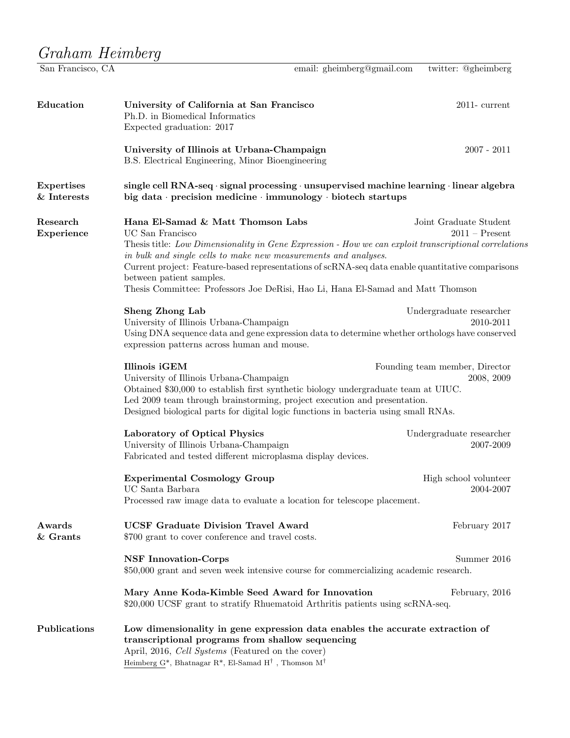# *Graham Heimberg*

San Francisco, CA — email: gheimberg@gmail.com — twitter: @gheimberg

## Education

**University of California at San Francisco** — 2011- current
Ph.D. in Biomedical Informatics
Expected graduation: 2017

**University of Illinois at Urbana-Champaign** — 2007 - 2011
B.S. Electrical Engineering, Minor Bioengineering

## Expertises & Interests

**single cell RNA-seq · signal processing · unsupervised machine learning · linear algebra big data · precision medicine · immunology · biotech startups**

## Research Experience

**Hana El-Samad & Matt Thomson Labs** — Joint Graduate Student
UC San Francisco — 2011 – Present
Thesis title: *Low Dimensionality in Gene Expression - How we can exploit transcriptional correlations in bulk and single cells to make new measurements and analyses.*
Current project: Feature-based representations of scRNA-seq data enable quantitative comparisons between patient samples.
Thesis Committee: Professors Joe DeRisi, Hao Li, Hana El-Samad and Matt Thomson

**Sheng Zhong Lab** — Undergraduate researcher
University of Illinois Urbana-Champaign — 2010-2011
Using DNA sequence data and gene expression data to determine whether orthologs have conserved expression patterns across human and mouse.

**Illinois iGEM** — Founding team member, Director
University of Illinois Urbana-Champaign — 2008, 2009
Obtained $30,000 to establish first synthetic biology undergraduate team at UIUC.
Led 2009 team through brainstorming, project execution and presentation.
Designed biological parts for digital logic functions in bacteria using small RNAs.

**Laboratory of Optical Physics** — Undergraduate researcher
University of Illinois Urbana-Champaign — 2007-2009
Fabricated and tested different microplasma display devices.

**Experimental Cosmology Group** — High school volunteer
UC Santa Barbara — 2004-2007
Processed raw image data to evaluate a location for telescope placement.

## Awards & Grants

**UCSF Graduate Division Travel Award** — February 2017
$700 grant to cover conference and travel costs.

**NSF Innovation-Corps** — Summer 2016
$50,000 grant and seven week intensive course for commercializing academic research.

**Mary Anne Koda-Kimble Seed Award for Innovation** — February, 2016
$20,000 UCSF grant to stratify Rhuematoid Arthritis patients using scRNA-seq.

## Publications

**Low dimensionality in gene expression data enables the accurate extraction of transcriptional programs from shallow sequencing**
April, 2016, *Cell Systems* (Featured on the cover)
<u>Heimberg G</u>*, Bhatnagar R*, El-Samad H†, Thomson M†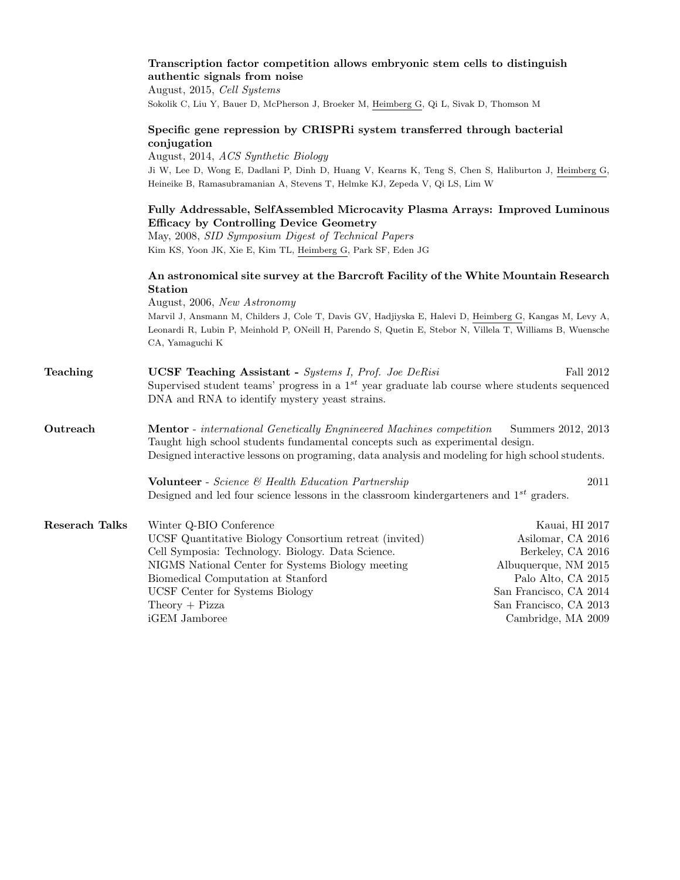**Transcription factor competition allows embryonic stem cells to distinguish authentic signals from noise**
August, 2015, *Cell Systems*
Sokolik C, Liu Y, Bauer D, McPherson J, Broeker M, Heimberg G, Qi L, Sivak D, Thomson M

**Specific gene repression by CRISPRi system transferred through bacterial conjugation**
August, 2014, *ACS Synthetic Biology*
Ji W, Lee D, Wong E, Dadlani P, Dinh D, Huang V, Kearns K, Teng S, Chen S, Haliburton J, Heimberg G, Heineike B, Ramasubramanian A, Stevens T, Helmke KJ, Zepeda V, Qi LS, Lim W

**Fully Addressable, SelfAssembled Microcavity Plasma Arrays: Improved Luminous Efficacy by Controlling Device Geometry**
May, 2008, *SID Symposium Digest of Technical Papers*
Kim KS, Yoon JK, Xie E, Kim TL, Heimberg G, Park SF, Eden JG

**An astronomical site survey at the Barcroft Facility of the White Mountain Research Station**
August, 2006, *New Astronomy*
Marvil J, Ansmann M, Childers J, Cole T, Davis GV, Hadjiyska E, Halevi D, Heimberg G, Kangas M, Levy A, Leonardi R, Lubin P, Meinhold P, ONeill H, Parendo S, Quetin E, Stebor N, Villela T, Williams B, Wuensche CA, Yamaguchi K

## Teaching

**UCSF Teaching Assistant -** *Systems I, Prof. Joe DeRisi* — Fall 2012
Supervised student teams' progress in a $1^{st}$ year graduate lab course where students sequenced DNA and RNA to identify mystery yeast strains.

## Outreach

**Mentor** - *international Genetically Engnineered Machines competition* — Summers 2012, 2013
Taught high school students fundamental concepts such as experimental design.
Designed interactive lessons on programing, data analysis and modeling for high school students.

**Volunteer** - *Science & Health Education Partnership* — 2011
Designed and led four science lessons in the classroom kindergarteners and $1^{st}$ graders.

## Reserach Talks

| | |
|---|---|
| Winter Q-BIO Conference | Kauai, HI 2017 |
| UCSF Quantitative Biology Consortium retreat (invited) | Asilomar, CA 2016 |
| Cell Symposia: Technology. Biology. Data Science. | Berkeley, CA 2016 |
| NIGMS National Center for Systems Biology meeting | Albuquerque, NM 2015 |
| Biomedical Computation at Stanford | Palo Alto, CA 2015 |
| UCSF Center for Systems Biology | San Francisco, CA 2014 |
| Theory + Pizza | San Francisco, CA 2013 |
| iGEM Jamboree | Cambridge, MA 2009 |